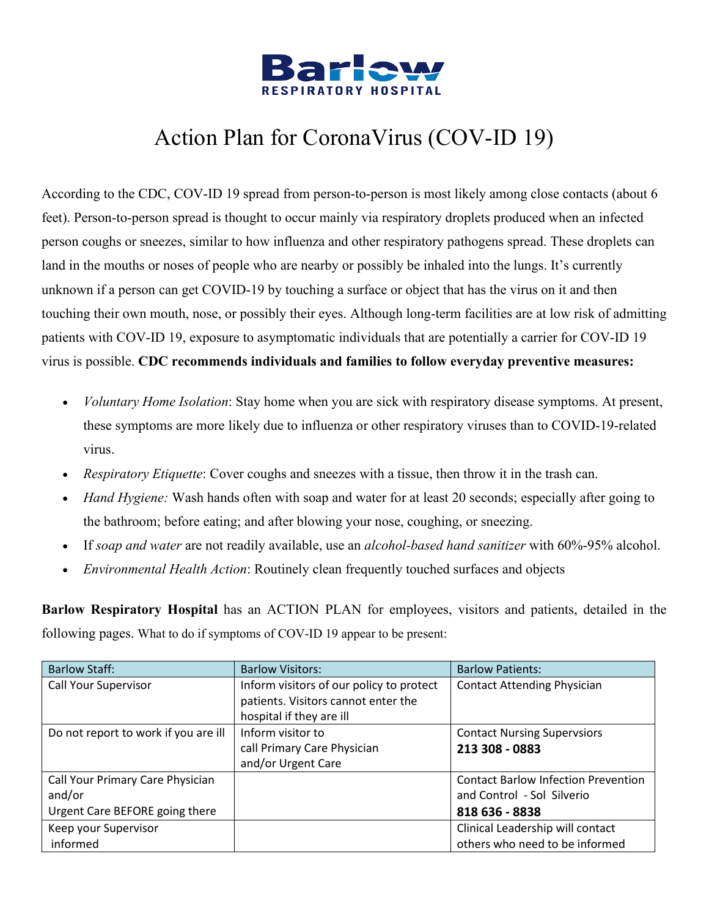# Barlow

RESPIRATORY HOSPITAL

# Action Plan for CoronaVirus (COV-ID 19)

According to the CDC, COV-ID 19 spread from person-to-person is most likely among close contacts (about 6 feet). Person-to-person spread is thought to occur mainly via respiratory droplets produced when an infected person coughs or sneezes, similar to how influenza and other respiratory pathogens spread. These droplets can land in the mouths or noses of people who are nearby or possibly be inhaled into the lungs. It's currently unknown if a person can get COVID-19 by touching a surface or object that has the virus on it and then touching their own mouth, nose, or possibly their eyes. Although long-term facilities are at low risk of admitting patients with COV-ID 19, exposure to asymptomatic individuals that are potentially a carrier for COV-ID 19 virus is possible. **CDC recommends individuals and families to follow everyday preventive measures:**

- *Voluntary Home Isolation*: Stay home when you are sick with respiratory disease symptoms. At present, these symptoms are more likely due to influenza or other respiratory viruses than to COVID-19-related virus.
- *Respiratory Etiquette*: Cover coughs and sneezes with a tissue, then throw it in the trash can.
- *Hand Hygiene:* Wash hands often with soap and water for at least 20 seconds; especially after going to the bathroom; before eating; and after blowing your nose, coughing, or sneezing.
- If *soap and water* are not readily available, use an *alcohol-based hand sanitizer* with 60%-95% alcohol.
- *Environmental Health Action*: Routinely clean frequently touched surfaces and objects

**Barlow Respiratory Hospital** has an ACTION PLAN for employees, visitors and patients, detailed in the following pages. What to do if symptoms of COV-ID 19 appear to be present:

| Barlow Staff: | Barlow Visitors: | Barlow Patients: |
|---|---|---|
| Call Your Supervisor | Inform visitors of our policy to protect patients. Visitors cannot enter the hospital if they are ill | Contact Attending Physician |
| Do not report to work if you are ill | Inform visitor to call Primary Care Physician and/or Urgent Care | Contact Nursing Supervsiors **213 308 - 0883** |
| Call Your Primary Care Physician and/or Urgent Care BEFORE going there | | Contact Barlow Infection Prevention and Control - Sol Silverio **818 636 - 8838** |
| Keep your Supervisor informed | | Clinical Leadership will contact others who need to be informed |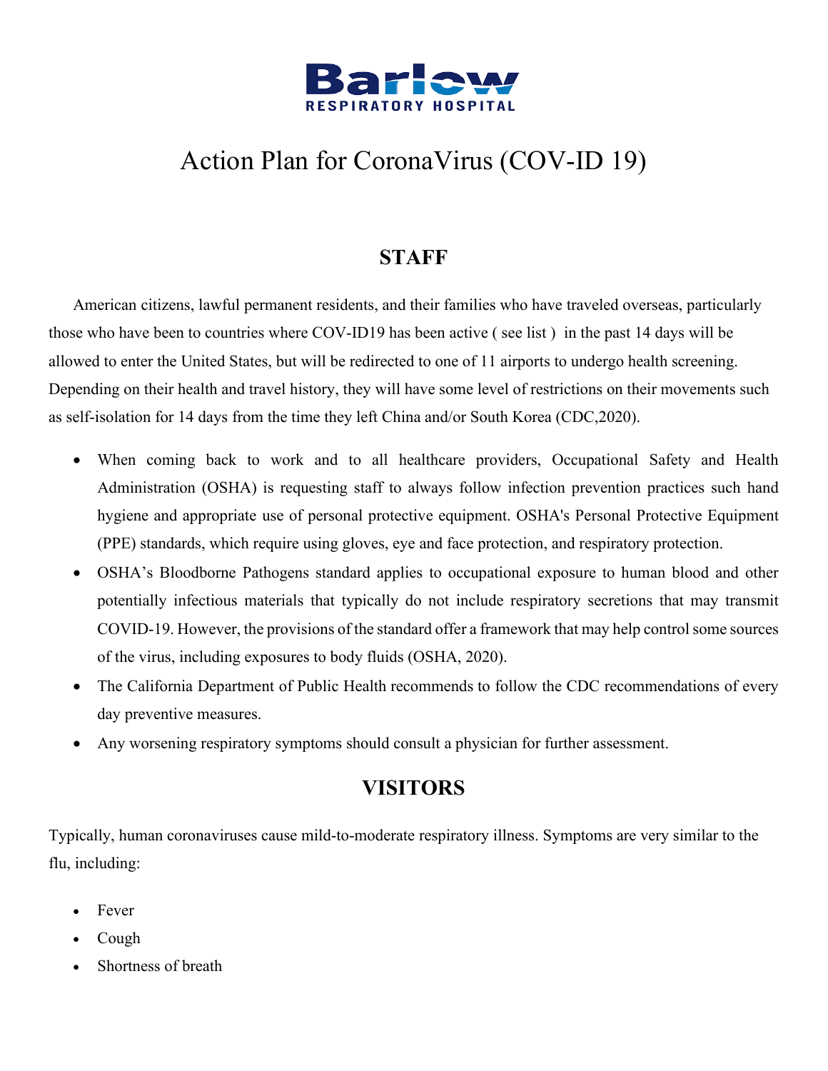Barlow
RESPIRATORY HOSPITAL

# Action Plan for CoronaVirus (COV-ID 19)

## STAFF

American citizens, lawful permanent residents, and their families who have traveled overseas, particularly those who have been to countries where COV-ID19 has been active ( see list ) in the past 14 days will be allowed to enter the United States, but will be redirected to one of 11 airports to undergo health screening. Depending on their health and travel history, they will have some level of restrictions on their movements such as self-isolation for 14 days from the time they left China and/or South Korea (CDC,2020).

- When coming back to work and to all healthcare providers, Occupational Safety and Health Administration (OSHA) is requesting staff to always follow infection prevention practices such hand hygiene and appropriate use of personal protective equipment. OSHA's Personal Protective Equipment (PPE) standards, which require using gloves, eye and face protection, and respiratory protection.
- OSHA's Bloodborne Pathogens standard applies to occupational exposure to human blood and other potentially infectious materials that typically do not include respiratory secretions that may transmit COVID-19. However, the provisions of the standard offer a framework that may help control some sources of the virus, including exposures to body fluids (OSHA, 2020).
- The California Department of Public Health recommends to follow the CDC recommendations of every day preventive measures.
- Any worsening respiratory symptoms should consult a physician for further assessment.

## VISITORS

Typically, human coronaviruses cause mild-to-moderate respiratory illness. Symptoms are very similar to the flu, including:

- Fever
- Cough
- Shortness of breath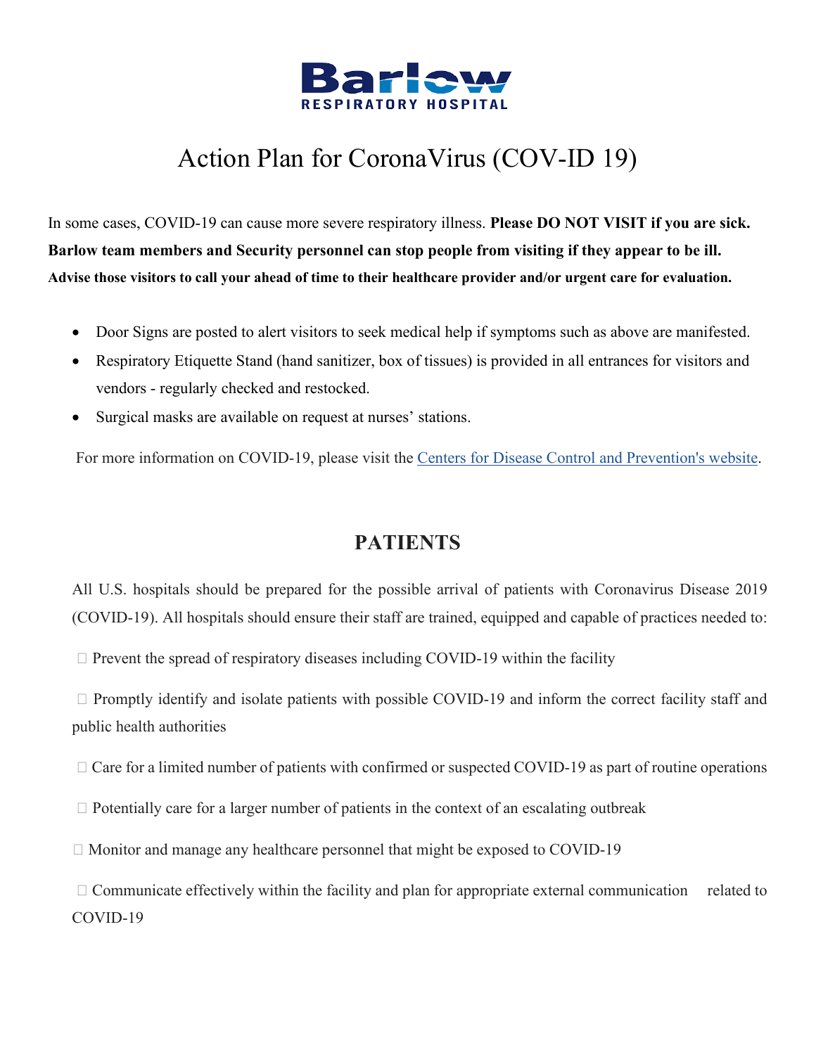Barlow
RESPIRATORY HOSPITAL

# Action Plan for CoronaVirus (COV-ID 19)

In some cases, COVID-19 can cause more severe respiratory illness. **Please DO NOT VISIT if you are sick. Barlow team members and Security personnel can stop people from visiting if they appear to be ill. Advise those visitors to call your ahead of time to their healthcare provider and/or urgent care for evaluation.**

- Door Signs are posted to alert visitors to seek medical help if symptoms such as above are manifested.
- Respiratory Etiquette Stand (hand sanitizer, box of tissues) is provided in all entrances for visitors and vendors - regularly checked and restocked.
- Surgical masks are available on request at nurses' stations.

For more information on COVID-19, please visit the [Centers for Disease Control and Prevention's website](#).

## PATIENTS

All U.S. hospitals should be prepared for the possible arrival of patients with Coronavirus Disease 2019 (COVID-19). All hospitals should ensure their staff are trained, equipped and capable of practices needed to:

- Prevent the spread of respiratory diseases including COVID-19 within the facility
- Promptly identify and isolate patients with possible COVID-19 and inform the correct facility staff and public health authorities
- Care for a limited number of patients with confirmed or suspected COVID-19 as part of routine operations
- Potentially care for a larger number of patients in the context of an escalating outbreak
- Monitor and manage any healthcare personnel that might be exposed to COVID-19
- Communicate effectively within the facility and plan for appropriate external communication related to COVID-19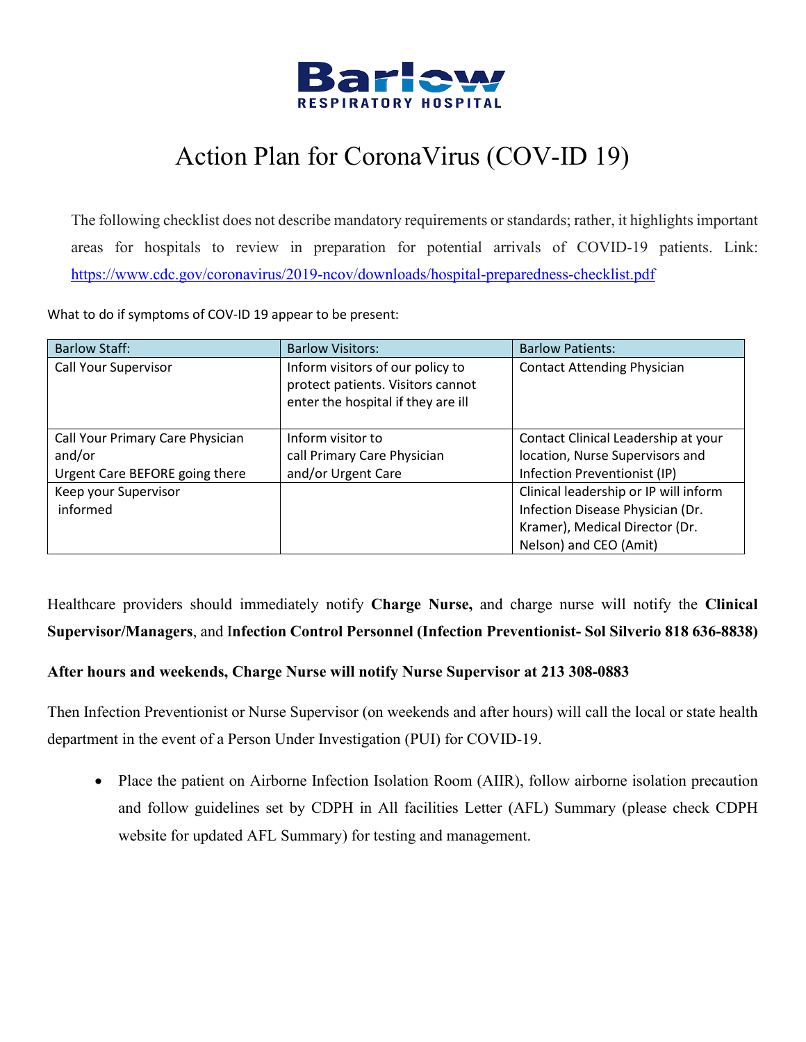**Barlow**
**RESPIRATORY HOSPITAL**

# Action Plan for CoronaVirus (COV-ID 19)

The following checklist does not describe mandatory requirements or standards; rather, it highlights important areas for hospitals to review in preparation for potential arrivals of COVID-19 patients. Link: [https://www.cdc.gov/coronavirus/2019-ncov/downloads/hospital-preparedness-checklist.pdf](https://www.cdc.gov/coronavirus/2019-ncov/downloads/hospital-preparedness-checklist.pdf)

What to do if symptoms of COV-ID 19 appear to be present:

| Barlow Staff: | Barlow Visitors: | Barlow Patients: |
|---|---|---|
| Call Your Supervisor | Inform visitors of our policy to protect patients. Visitors cannot enter the hospital if they are ill | Contact Attending Physician |
| Call Your Primary Care Physician and/or Urgent Care BEFORE going there | Inform visitor to call Primary Care Physician and/or Urgent Care | Contact Clinical Leadership at your location, Nurse Supervisors and Infection Preventionist (IP) |
| Keep your Supervisor informed | | Clinical leadership or IP will inform Infection Disease Physician (Dr. Kramer), Medical Director (Dr. Nelson) and CEO (Amit) |

Healthcare providers should immediately notify **Charge Nurse,** and charge nurse will notify the **Clinical Supervisor/Managers**, and I**nfection Control Personnel (Infection Preventionist- Sol Silverio 818 636-8838)**

**After hours and weekends, Charge Nurse will notify Nurse Supervisor at 213 308-0883**

Then Infection Preventionist or Nurse Supervisor (on weekends and after hours) will call the local or state health department in the event of a Person Under Investigation (PUI) for COVID-19.

- Place the patient on Airborne Infection Isolation Room (AIIR), follow airborne isolation precaution and follow guidelines set by CDPH in All facilities Letter (AFL) Summary (please check CDPH website for updated AFL Summary) for testing and management.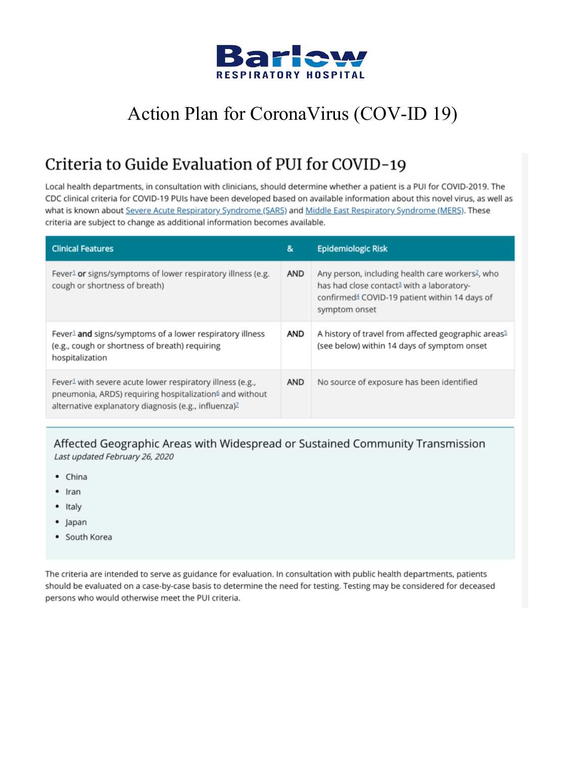# Barlow

RESPIRATORY HOSPITAL

# Action Plan for CoronaVirus (COV-ID 19)

## Criteria to Guide Evaluation of PUI for COVID-19

Local health departments, in consultation with clinicians, should determine whether a patient is a PUI for COVID-2019. The CDC clinical criteria for COVID-19 PUIs have been developed based on available information about this novel virus, as well as what is known about Severe Acute Respiratory Syndrome (SARS) and Middle East Respiratory Syndrome (MERS). These criteria are subject to change as additional information becomes available.

| Clinical Features | & | Epidemiologic Risk |
|---|---|---|
| Fever[1] **or** signs/symptoms of lower respiratory illness (e.g. cough or shortness of breath) | AND | Any person, including health care workers[2], who has had close contact[3] with a laboratory-confirmed[4] COVID-19 patient within 14 days of symptom onset |
| Fever[1] **and** signs/symptoms of a lower respiratory illness (e.g., cough or shortness of breath) requiring hospitalization | AND | A history of travel from affected geographic areas[5] (see below) within 14 days of symptom onset |
| Fever[1] with severe acute lower respiratory illness (e.g., pneumonia, ARDS) requiring hospitalization[6] and without alternative explanatory diagnosis (e.g., influenza)[7] | AND | No source of exposure has been identified |

### Affected Geographic Areas with Widespread or Sustained Community Transmission

*Last updated February 26, 2020*

- China
- Iran
- Italy
- Japan
- South Korea

The criteria are intended to serve as guidance for evaluation. In consultation with public health departments, patients should be evaluated on a case-by-case basis to determine the need for testing. Testing may be considered for deceased persons who would otherwise meet the PUI criteria.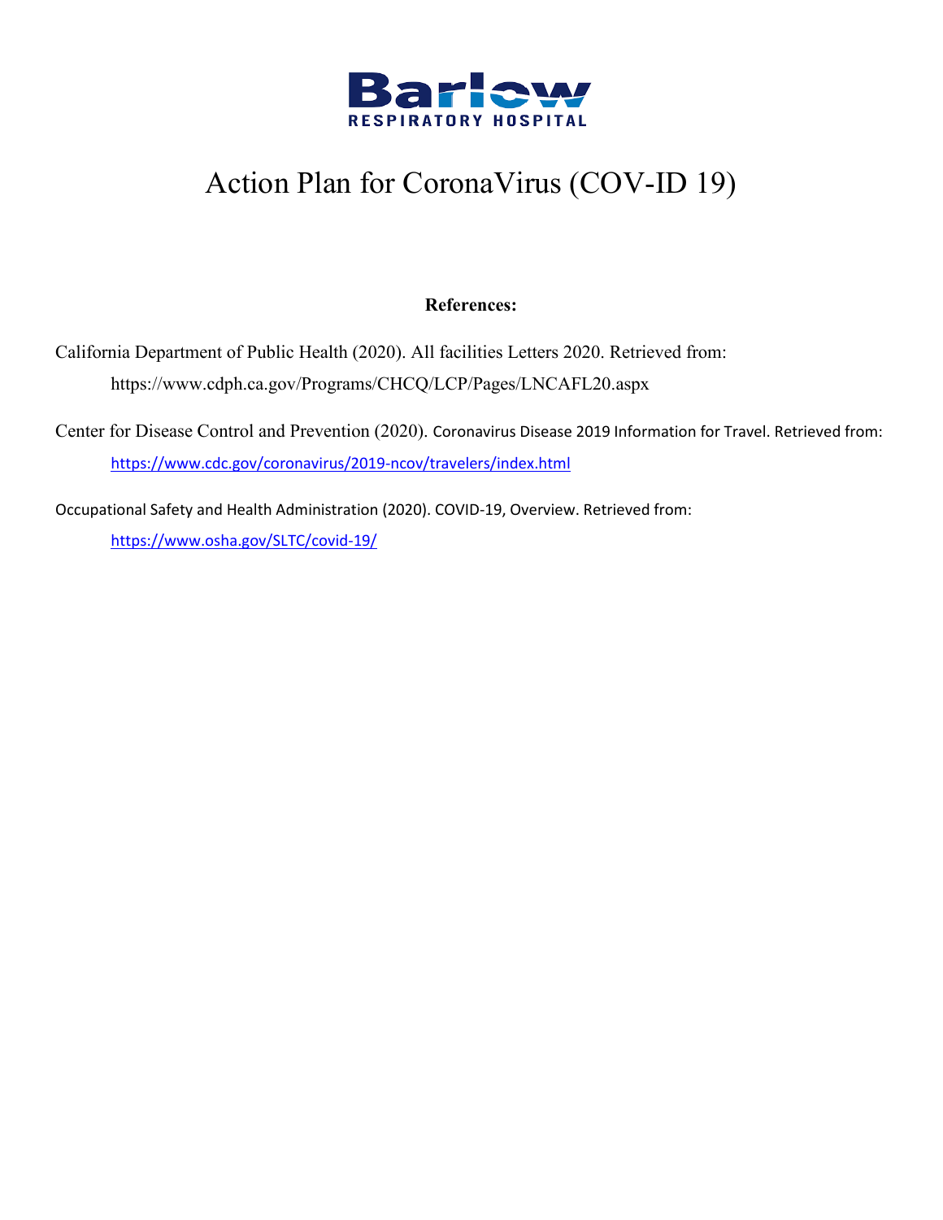# Action Plan for CoronaVirus (COV-ID 19)

**References:**

California Department of Public Health (2020). All facilities Letters 2020. Retrieved from: https://www.cdph.ca.gov/Programs/CHCQ/LCP/Pages/LNCAFL20.aspx

Center for Disease Control and Prevention (2020). Coronavirus Disease 2019 Information for Travel. Retrieved from: https://www.cdc.gov/coronavirus/2019-ncov/travelers/index.html

Occupational Safety and Health Administration (2020). COVID-19, Overview. Retrieved from: https://www.osha.gov/SLTC/covid-19/